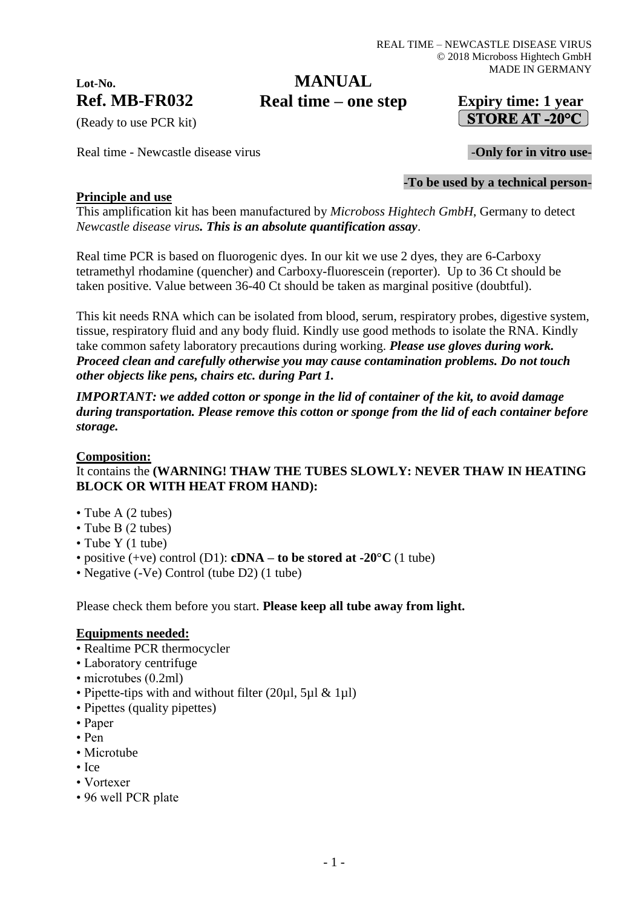REAL TIME – NEWCASTLE DISEASE VIRUS
© 2018 Microboss Hightech GmbH
MADE IN GERMANY

**Lot-No.**

# Ref. MB-FR032

(Ready to use PCR kit)

# MANUAL
## Real time – one step

**Expiry time: 1 year**

**STORE AT -20°C**

Real time - Newcastle disease virus

**-Only for in vitro use-**

**-To be used by a technical person-**

## Principle and use

This amplification kit has been manufactured by *Microboss Hightech GmbH*, Germany to detect *Newcastle disease virus.* ***This is an absolute quantification assay***.

Real time PCR is based on fluorogenic dyes. In our kit we use 2 dyes, they are 6-Carboxy tetramethyl rhodamine (quencher) and Carboxy-fluorescein (reporter). Up to 36 Ct should be taken positive. Value between 36-40 Ct should be taken as marginal positive (doubtful).

This kit needs RNA which can be isolated from blood, serum, respiratory probes, digestive system, tissue, respiratory fluid and any body fluid. Kindly use good methods to isolate the RNA. Kindly take common safety laboratory precautions during working. ***Please use gloves during work. Proceed clean and carefully otherwise you may cause contamination problems. Do not touch other objects like pens, chairs etc. during Part 1.***

***IMPORTANT: we added cotton or sponge in the lid of container of the kit, to avoid damage during transportation. Please remove this cotton or sponge from the lid of each container before storage.***

## Composition:

It contains the **(WARNING! THAW THE TUBES SLOWLY: NEVER THAW IN HEATING BLOCK OR WITH HEAT FROM HAND):**

- Tube A (2 tubes)
- Tube B (2 tubes)
- Tube Y (1 tube)
- positive (+ve) control (D1): **cDNA – to be stored at -20°C** (1 tube)
- Negative (-Ve) Control (tube D2) (1 tube)

Please check them before you start. **Please keep all tube away from light.**

## Equipments needed:

- Realtime PCR thermocycler
- Laboratory centrifuge
- microtubes (0.2ml)
- Pipette-tips with and without filter (20µl, 5µl & 1µl)
- Pipettes (quality pipettes)
- Paper
- Pen
- Microtube
- Ice
- Vortexer
- 96 well PCR plate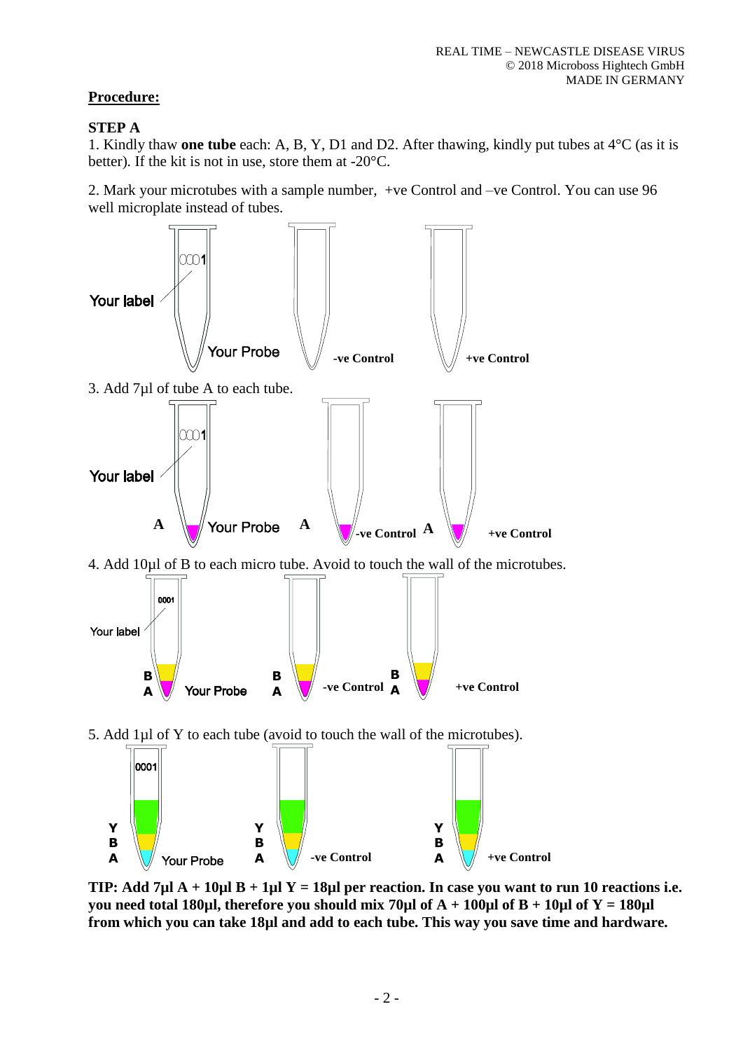## Procedure:

### STEP A

1. Kindly thaw **one tube** each: A, B, Y, D1 and D2. After thawing, kindly put tubes at 4°C (as it is better). If the kit is not in use, store them at -20°C.

2. Mark your microtubes with a sample number, +ve Control and –ve Control. You can use 96 well microplate instead of tubes.

Your label 0001 — Your Probe — -ve Control — +ve Control

3. Add 7µl of tube A to each tube.

Your label 0001 — A Your Probe — A -ve Control — A +ve Control

4. Add 10µl of B to each micro tube. Avoid to touch the wall of the microtubes.

Your label 0001 — B A Your Probe — B A -ve Control — B A +ve Control

5. Add 1µl of Y to each tube (avoid to touch the wall of the microtubes).

0001 — Y B A Your Probe — Y B A -ve Control — Y B A +ve Control

**TIP: Add 7µl A + 10µl B + 1µl Y = 18µl per reaction. In case you want to run 10 reactions i.e. you need total 180µl, therefore you should mix 70µl of A + 100µl of B + 10µl of Y = 180µl from which you can take 18µl and add to each tube. This way you save time and hardware.**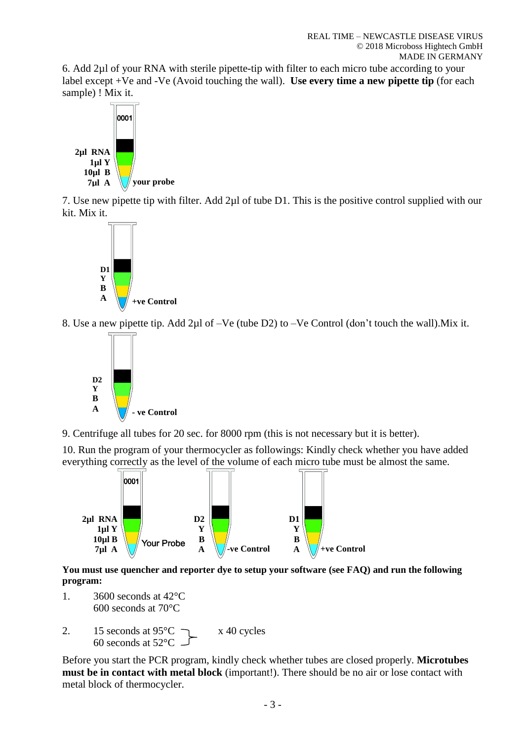6. Add 2µl of your RNA with sterile pipette-tip with filter to each micro tube according to your label except +Ve and -Ve (Avoid touching the wall). **Use every time a new pipette tip** (for each sample) ! Mix it.

**2µl RNA**
**1µl Y**
**10µl B**
**7µl A** — **your probe**

7. Use new pipette tip with filter. Add 2µl of tube D1. This is the positive control supplied with our kit. Mix it.

**D1**
**Y**
**B**
**A** — **+ve Control**

8. Use a new pipette tip. Add 2µl of –Ve (tube D2) to –Ve Control (don't touch the wall).Mix it.

**D2**
**Y**
**B**
**A** — **- ve Control**

9. Centrifuge all tubes for 20 sec. for 8000 rpm (this is not necessary but it is better).

10. Run the program of your thermocycler as followings: Kindly check whether you have added everything correctly as the level of the volume of each micro tube must be almost the same.

| Your Probe | -ve Control | +ve Control |
|---|---|---|
| 2µl RNA | D2 | D1 |
| 1µl Y | Y | Y |
| 10µl B | B | B |
| 7µl A | A | A |

**You must use quencher and reporter dye to setup your software (see FAQ) and run the following program:**

1. 3600 seconds at 42°C
   600 seconds at 70°C

2. 15 seconds at 95°C
   60 seconds at 52°C } x 40 cycles

Before you start the PCR program, kindly check whether tubes are closed properly. **Microtubes must be in contact with metal block** (important!). There should be no air or lose contact with metal block of thermocycler.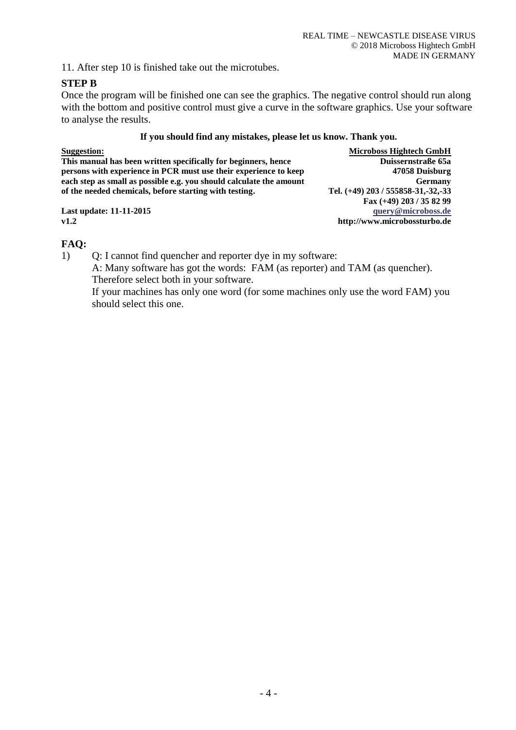11. After step 10 is finished take out the microtubes.

## STEP B

Once the program will be finished one can see the graphics. The negative control should run along with the bottom and positive control must give a curve in the software graphics. Use your software to analyse the results.

**If you should find any mistakes, please let us know. Thank you.**

**Suggestion:**
**This manual has been written specifically for beginners, hence persons with experience in PCR must use their experience to keep each step as small as possible e.g. you should calculate the amount of the needed chemicals, before starting with testing.**

**Last update: 11-11-2015**
**v1.2**

**Microboss Hightech GmbH**
**Duissernstraße 65a**
**47058 Duisburg**
**Germany**
**Tel. (+49) 203 / 555858-31,-32,-33**
**Fax (+49) 203 / 35 82 99**
**query@microboss.de**
**http://www.microbossturbo.de**

## FAQ:

1) Q: I cannot find quencher and reporter dye in my software:
   A: Many software has got the words: FAM (as reporter) and TAM (as quencher). Therefore select both in your software.
   If your machines has only one word (for some machines only use the word FAM) you should select this one.